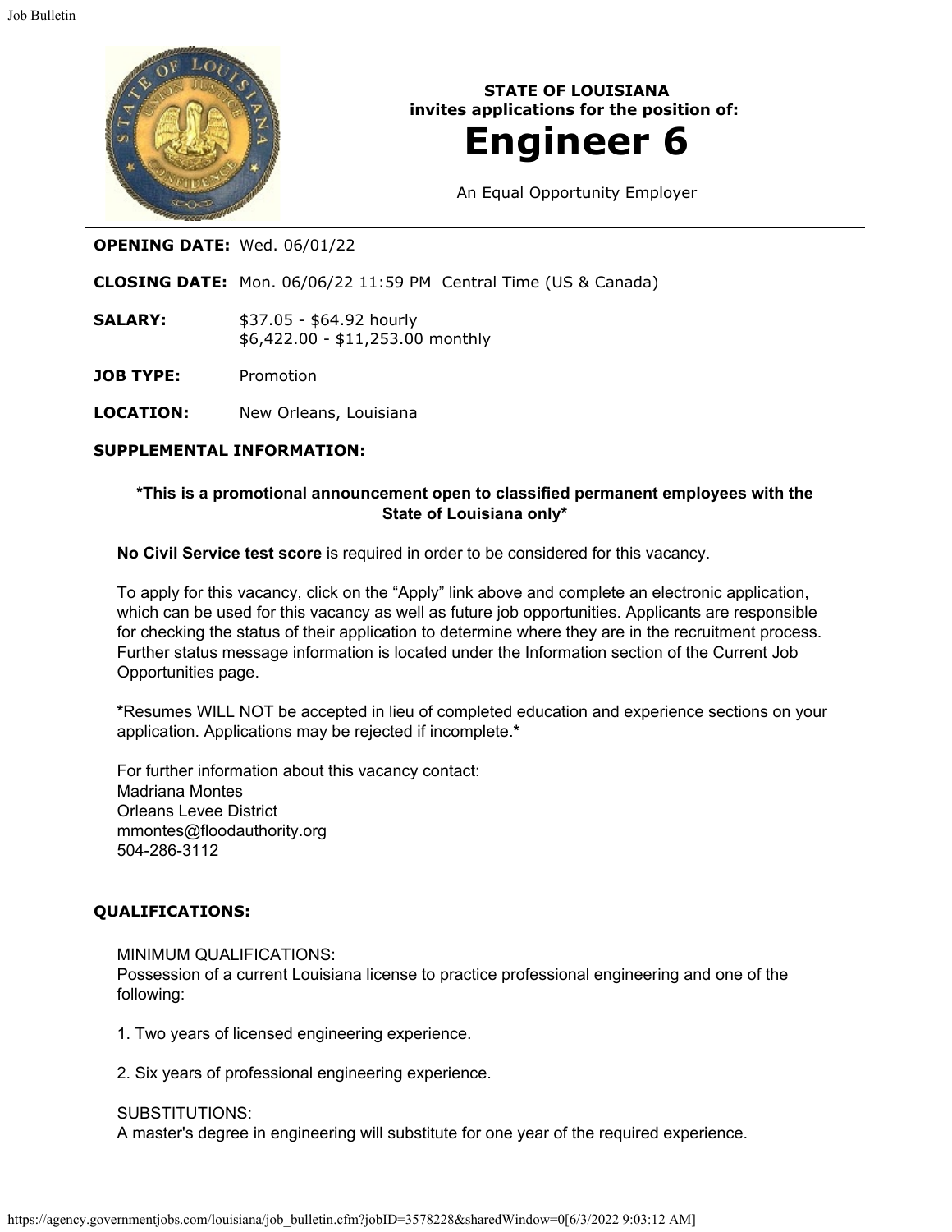**STATE OF LOUISIANA**
**invites applications for the position of:**

# Engineer 6

An Equal Opportunity Employer

**OPENING DATE:** Wed. 06/01/22

**CLOSING DATE:** Mon. 06/06/22 11:59 PM Central Time (US & Canada)

**SALARY:** $37.05 - $64.92 hourly
$6,422.00 - $11,253.00 monthly

**JOB TYPE:** Promotion

**LOCATION:** New Orleans, Louisiana

**SUPPLEMENTAL INFORMATION:**

**\*This is a promotional announcement open to classified permanent employees with the State of Louisiana only\***

**No Civil Service test score** is required in order to be considered for this vacancy.

To apply for this vacancy, click on the "Apply" link above and complete an electronic application, which can be used for this vacancy as well as future job opportunities. Applicants are responsible for checking the status of their application to determine where they are in the recruitment process. Further status message information is located under the Information section of the Current Job Opportunities page.

**\***Resumes WILL NOT be accepted in lieu of completed education and experience sections on your application. Applications may be rejected if incomplete.**\***

For further information about this vacancy contact:
Madriana Montes
Orleans Levee District
mmontes@floodauthority.org
504-286-3112

**QUALIFICATIONS:**

MINIMUM QUALIFICATIONS:
Possession of a current Louisiana license to practice professional engineering and one of the following:

1. Two years of licensed engineering experience.

2. Six years of professional engineering experience.

SUBSTITUTIONS:
A master's degree in engineering will substitute for one year of the required experience.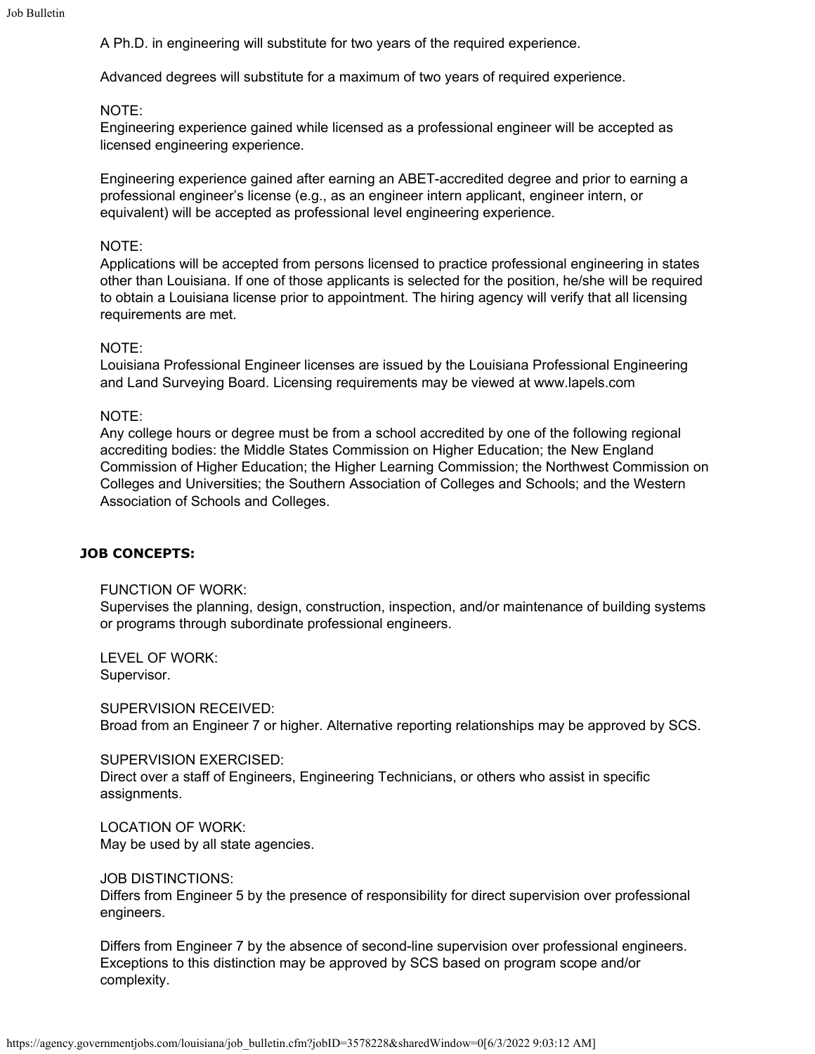A Ph.D. in engineering will substitute for two years of the required experience.

Advanced degrees will substitute for a maximum of two years of required experience.

NOTE:
Engineering experience gained while licensed as a professional engineer will be accepted as licensed engineering experience.

Engineering experience gained after earning an ABET-accredited degree and prior to earning a professional engineer's license (e.g., as an engineer intern applicant, engineer intern, or equivalent) will be accepted as professional level engineering experience.

NOTE:
Applications will be accepted from persons licensed to practice professional engineering in states other than Louisiana. If one of those applicants is selected for the position, he/she will be required to obtain a Louisiana license prior to appointment. The hiring agency will verify that all licensing requirements are met.

NOTE:
Louisiana Professional Engineer licenses are issued by the Louisiana Professional Engineering and Land Surveying Board. Licensing requirements may be viewed at www.lapels.com

NOTE:
Any college hours or degree must be from a school accredited by one of the following regional accrediting bodies: the Middle States Commission on Higher Education; the New England Commission of Higher Education; the Higher Learning Commission; the Northwest Commission on Colleges and Universities; the Southern Association of Colleges and Schools; and the Western Association of Schools and Colleges.

## JOB CONCEPTS:

FUNCTION OF WORK:
Supervises the planning, design, construction, inspection, and/or maintenance of building systems or programs through subordinate professional engineers.

LEVEL OF WORK:
Supervisor.

SUPERVISION RECEIVED:
Broad from an Engineer 7 or higher. Alternative reporting relationships may be approved by SCS.

SUPERVISION EXERCISED:
Direct over a staff of Engineers, Engineering Technicians, or others who assist in specific assignments.

LOCATION OF WORK:
May be used by all state agencies.

JOB DISTINCTIONS:
Differs from Engineer 5 by the presence of responsibility for direct supervision over professional engineers.

Differs from Engineer 7 by the absence of second-line supervision over professional engineers. Exceptions to this distinction may be approved by SCS based on program scope and/or complexity.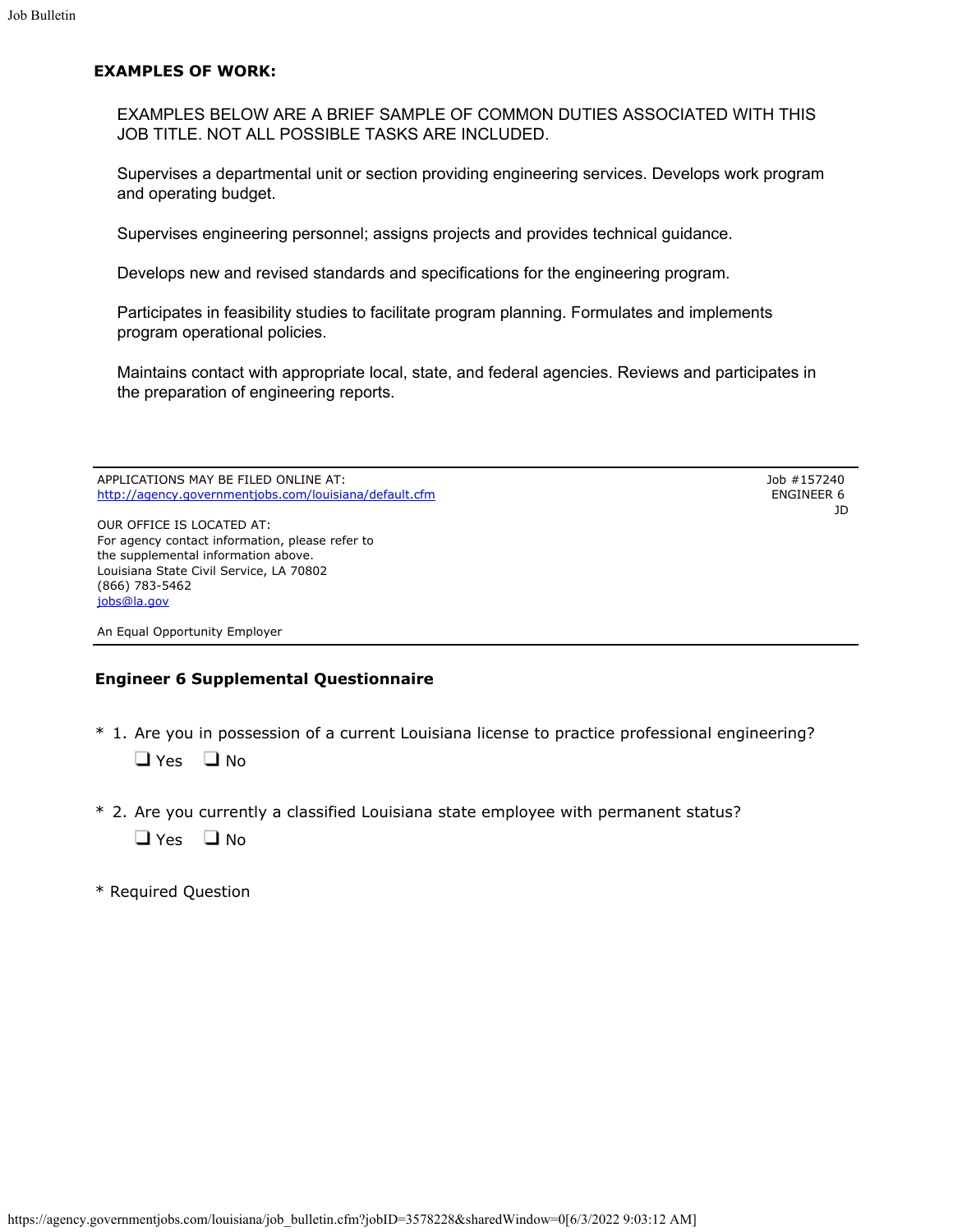**EXAMPLES OF WORK:**

EXAMPLES BELOW ARE A BRIEF SAMPLE OF COMMON DUTIES ASSOCIATED WITH THIS JOB TITLE. NOT ALL POSSIBLE TASKS ARE INCLUDED.

Supervises a departmental unit or section providing engineering services. Develops work program and operating budget.

Supervises engineering personnel; assigns projects and provides technical guidance.

Develops new and revised standards and specifications for the engineering program.

Participates in feasibility studies to facilitate program planning. Formulates and implements program operational policies.

Maintains contact with appropriate local, state, and federal agencies. Reviews and participates in the preparation of engineering reports.

---

APPLICATIONS MAY BE FILED ONLINE AT:
http://agency.governmentjobs.com/louisiana/default.cfm

OUR OFFICE IS LOCATED AT:
For agency contact information, please refer to the supplemental information above.
Louisiana State Civil Service, LA 70802
(866) 783-5462
jobs@la.gov

An Equal Opportunity Employer

Job #157240
ENGINEER 6
JD

---

### Engineer 6 Supplemental Questionnaire

\* 1. Are you in possession of a current Louisiana license to practice professional engineering?

- [ ] Yes
- [ ] No

\* 2. Are you currently a classified Louisiana state employee with permanent status?

- [ ] Yes
- [ ] No

\* Required Question